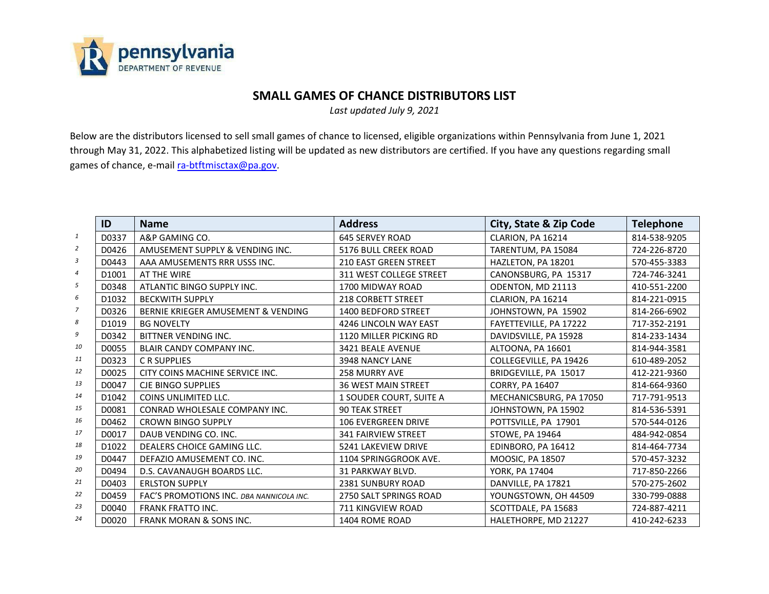pennsylvania
DEPARTMENT OF REVENUE

# SMALL GAMES OF CHANCE DISTRIBUTORS LIST

*Last updated July 9, 2021*

Below are the distributors licensed to sell small games of chance to licensed, eligible organizations within Pennsylvania from June 1, 2021 through May 31, 2022. This alphabetized listing will be updated as new distributors are certified. If you have any questions regarding small games of chance, e-mail ra-btftmisctax@pa.gov.

| | ID | Name | Address | City, State & Zip Code | Telephone |
|---|---|---|---|---|---|
| 1 | D0337 | A&P GAMING CO. | 645 SERVEY ROAD | CLARION, PA 16214 | 814-538-9205 |
| 2 | D0426 | AMUSEMENT SUPPLY & VENDING INC. | 5176 BULL CREEK ROAD | TARENTUM, PA 15084 | 724-226-8720 |
| 3 | D0443 | AAA AMUSEMENTS RRR USSS INC. | 210 EAST GREEN STREET | HAZLETON, PA 18201 | 570-455-3383 |
| 4 | D1001 | AT THE WIRE | 311 WEST COLLEGE STREET | CANONSBURG, PA 15317 | 724-746-3241 |
| 5 | D0348 | ATLANTIC BINGO SUPPLY INC. | 1700 MIDWAY ROAD | ODENTON, MD 21113 | 410-551-2200 |
| 6 | D1032 | BECKWITH SUPPLY | 218 CORBETT STREET | CLARION, PA 16214 | 814-221-0915 |
| 7 | D0326 | BERNIE KRIEGER AMUSEMENT & VENDING | 1400 BEDFORD STREET | JOHNSTOWN, PA 15902 | 814-266-6902 |
| 8 | D1019 | BG NOVELTY | 4246 LINCOLN WAY EAST | FAYETTEVILLE, PA 17222 | 717-352-2191 |
| 9 | D0342 | BITTNER VENDING INC. | 1120 MILLER PICKING RD | DAVIDSVILLE, PA 15928 | 814-233-1434 |
| 10 | D0055 | BLAIR CANDY COMPANY INC. | 3421 BEALE AVENUE | ALTOONA, PA 16601 | 814-944-3581 |
| 11 | D0323 | C R SUPPLIES | 3948 NANCY LANE | COLLEGEVILLE, PA 19426 | 610-489-2052 |
| 12 | D0025 | CITY COINS MACHINE SERVICE INC. | 258 MURRY AVE | BRIDGEVILLE, PA 15017 | 412-221-9360 |
| 13 | D0047 | CJE BINGO SUPPLIES | 36 WEST MAIN STREET | CORRY, PA 16407 | 814-664-9360 |
| 14 | D1042 | COINS UNLIMITED LLC. | 1 SOUDER COURT, SUITE A | MECHANICSBURG, PA 17050 | 717-791-9513 |
| 15 | D0081 | CONRAD WHOLESALE COMPANY INC. | 90 TEAK STREET | JOHNSTOWN, PA 15902 | 814-536-5391 |
| 16 | D0462 | CROWN BINGO SUPPLY | 106 EVERGREEN DRIVE | POTTSVILLE, PA 17901 | 570-544-0126 |
| 17 | D0017 | DAUB VENDING CO. INC. | 341 FAIRVIEW STREET | STOWE, PA 19464 | 484-942-0854 |
| 18 | D1022 | DEALERS CHOICE GAMING LLC. | 5241 LAKEVIEW DRIVE | EDINBORO, PA 16412 | 814-464-7734 |
| 19 | D0447 | DEFAZIO AMUSEMENT CO. INC. | 1104 SPRINGGROOK AVE. | MOOSIC, PA 18507 | 570-457-3232 |
| 20 | D0494 | D.S. CAVANAUGH BOARDS LLC. | 31 PARKWAY BLVD. | YORK, PA 17404 | 717-850-2266 |
| 21 | D0403 | ERLSTON SUPPLY | 2381 SUNBURY ROAD | DANVILLE, PA 17821 | 570-275-2602 |
| 22 | D0459 | FAC'S PROMOTIONS INC. *DBA NANNICOLA INC.* | 2750 SALT SPRINGS ROAD | YOUNGSTOWN, OH 44509 | 330-799-0888 |
| 23 | D0040 | FRANK FRATTO INC. | 711 KINGVIEW ROAD | SCOTTDALE, PA 15683 | 724-887-4211 |
| 24 | D0020 | FRANK MORAN & SONS INC. | 1404 ROME ROAD | HALETHORPE, MD 21227 | 410-242-6233 |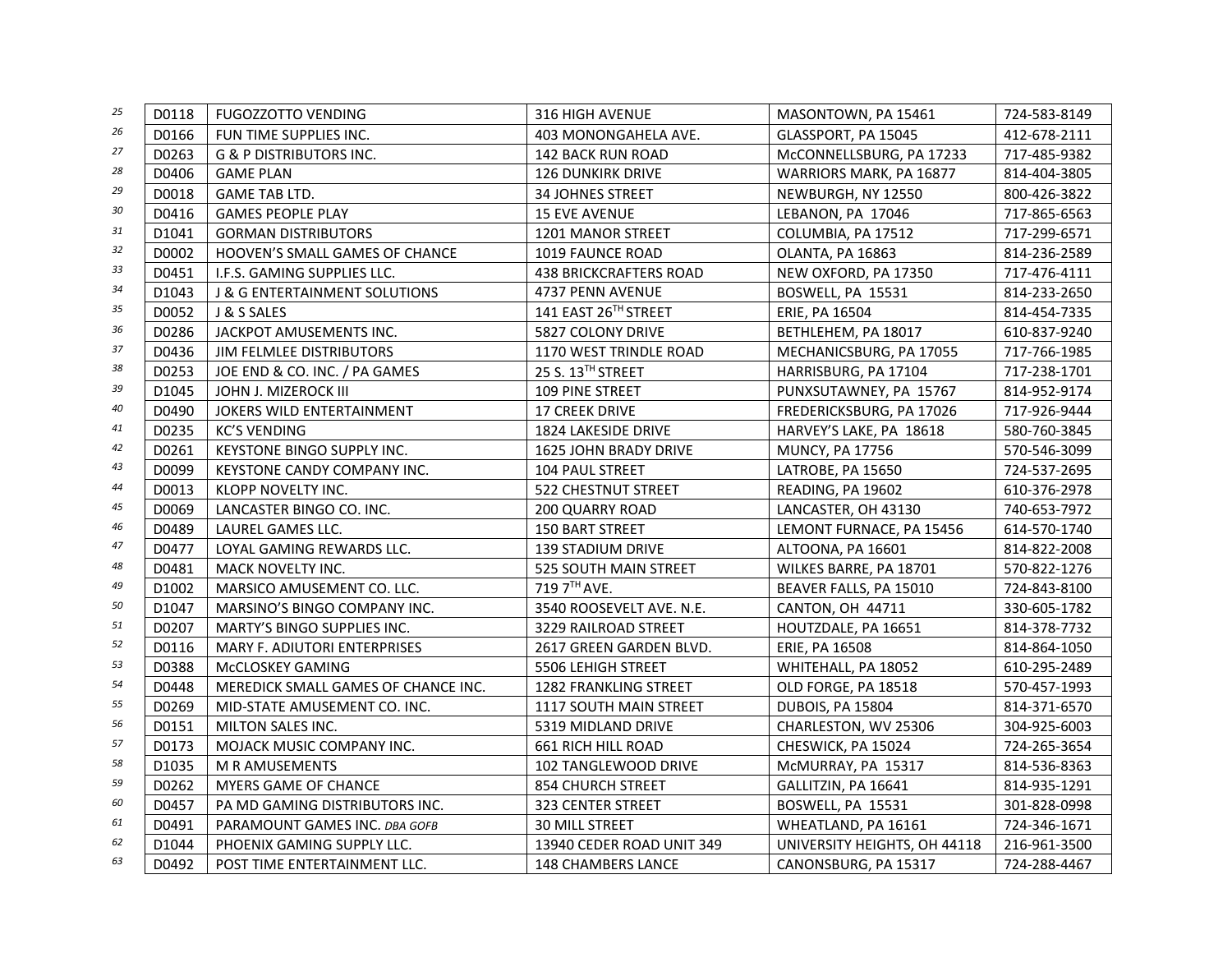| | | | | | |
|---|---|---|---|---|---|
| 25 | D0118 | FUGOZZOTTO VENDING | 316 HIGH AVENUE | MASONTOWN, PA 15461 | 724-583-8149 |
| 26 | D0166 | FUN TIME SUPPLIES INC. | 403 MONONGAHELA AVE. | GLASSPORT, PA 15045 | 412-678-2111 |
| 27 | D0263 | G & P DISTRIBUTORS INC. | 142 BACK RUN ROAD | McCONNELLSBURG, PA 17233 | 717-485-9382 |
| 28 | D0406 | GAME PLAN | 126 DUNKIRK DRIVE | WARRIORS MARK, PA 16877 | 814-404-3805 |
| 29 | D0018 | GAME TAB LTD. | 34 JOHNES STREET | NEWBURGH, NY 12550 | 800-426-3822 |
| 30 | D0416 | GAMES PEOPLE PLAY | 15 EVE AVENUE | LEBANON, PA 17046 | 717-865-6563 |
| 31 | D1041 | GORMAN DISTRIBUTORS | 1201 MANOR STREET | COLUMBIA, PA 17512 | 717-299-6571 |
| 32 | D0002 | HOOVEN'S SMALL GAMES OF CHANCE | 1019 FAUNCE ROAD | OLANTA, PA 16863 | 814-236-2589 |
| 33 | D0451 | I.F.S. GAMING SUPPLIES LLC. | 438 BRICKCRAFTERS ROAD | NEW OXFORD, PA 17350 | 717-476-4111 |
| 34 | D1043 | J & G ENTERTAINMENT SOLUTIONS | 4737 PENN AVENUE | BOSWELL, PA 15531 | 814-233-2650 |
| 35 | D0052 | J & S SALES | 141 EAST 26TH STREET | ERIE, PA 16504 | 814-454-7335 |
| 36 | D0286 | JACKPOT AMUSEMENTS INC. | 5827 COLONY DRIVE | BETHLEHEM, PA 18017 | 610-837-9240 |
| 37 | D0436 | JIM FELMLEE DISTRIBUTORS | 1170 WEST TRINDLE ROAD | MECHANICSBURG, PA 17055 | 717-766-1985 |
| 38 | D0253 | JOE END & CO. INC. / PA GAMES | 25 S. 13TH STREET | HARRISBURG, PA 17104 | 717-238-1701 |
| 39 | D1045 | JOHN J. MIZEROCK III | 109 PINE STREET | PUNXSUTAWNEY, PA 15767 | 814-952-9174 |
| 40 | D0490 | JOKERS WILD ENTERTAINMENT | 17 CREEK DRIVE | FREDERICKSBURG, PA 17026 | 717-926-9444 |
| 41 | D0235 | KC'S VENDING | 1824 LAKESIDE DRIVE | HARVEY'S LAKE, PA 18618 | 580-760-3845 |
| 42 | D0261 | KEYSTONE BINGO SUPPLY INC. | 1625 JOHN BRADY DRIVE | MUNCY, PA 17756 | 570-546-3099 |
| 43 | D0099 | KEYSTONE CANDY COMPANY INC. | 104 PAUL STREET | LATROBE, PA 15650 | 724-537-2695 |
| 44 | D0013 | KLOPP NOVELTY INC. | 522 CHESTNUT STREET | READING, PA 19602 | 610-376-2978 |
| 45 | D0069 | LANCASTER BINGO CO. INC. | 200 QUARRY ROAD | LANCASTER, OH 43130 | 740-653-7972 |
| 46 | D0489 | LAUREL GAMES LLC. | 150 BART STREET | LEMONT FURNACE, PA 15456 | 614-570-1740 |
| 47 | D0477 | LOYAL GAMING REWARDS LLC. | 139 STADIUM DRIVE | ALTOONA, PA 16601 | 814-822-2008 |
| 48 | D0481 | MACK NOVELTY INC. | 525 SOUTH MAIN STREET | WILKES BARRE, PA 18701 | 570-822-1276 |
| 49 | D1002 | MARSICO AMUSEMENT CO. LLC. | 719 7TH AVE. | BEAVER FALLS, PA 15010 | 724-843-8100 |
| 50 | D1047 | MARSINO'S BINGO COMPANY INC. | 3540 ROOSEVELT AVE. N.E. | CANTON, OH 44711 | 330-605-1782 |
| 51 | D0207 | MARTY'S BINGO SUPPLIES INC. | 3229 RAILROAD STREET | HOUTZDALE, PA 16651 | 814-378-7732 |
| 52 | D0116 | MARY F. ADIUTORI ENTERPRISES | 2617 GREEN GARDEN BLVD. | ERIE, PA 16508 | 814-864-1050 |
| 53 | D0388 | McCLOSKEY GAMING | 5506 LEHIGH STREET | WHITEHALL, PA 18052 | 610-295-2489 |
| 54 | D0448 | MEREDICK SMALL GAMES OF CHANCE INC. | 1282 FRANKLING STREET | OLD FORGE, PA 18518 | 570-457-1993 |
| 55 | D0269 | MID-STATE AMUSEMENT CO. INC. | 1117 SOUTH MAIN STREET | DUBOIS, PA 15804 | 814-371-6570 |
| 56 | D0151 | MILTON SALES INC. | 5319 MIDLAND DRIVE | CHARLESTON, WV 25306 | 304-925-6003 |
| 57 | D0173 | MOJACK MUSIC COMPANY INC. | 661 RICH HILL ROAD | CHESWICK, PA 15024 | 724-265-3654 |
| 58 | D1035 | M R AMUSEMENTS | 102 TANGLEWOOD DRIVE | McMURRAY, PA 15317 | 814-536-8363 |
| 59 | D0262 | MYERS GAME OF CHANCE | 854 CHURCH STREET | GALLITZIN, PA 16641 | 814-935-1291 |
| 60 | D0457 | PA MD GAMING DISTRIBUTORS INC. | 323 CENTER STREET | BOSWELL, PA 15531 | 301-828-0998 |
| 61 | D0491 | PARAMOUNT GAMES INC. *DBA GOFB* | 30 MILL STREET | WHEATLAND, PA 16161 | 724-346-1671 |
| 62 | D1044 | PHOENIX GAMING SUPPLY LLC. | 13940 CEDER ROAD UNIT 349 | UNIVERSITY HEIGHTS, OH 44118 | 216-961-3500 |
| 63 | D0492 | POST TIME ENTERTAINMENT LLC. | 148 CHAMBERS LANCE | CANONSBURG, PA 15317 | 724-288-4467 |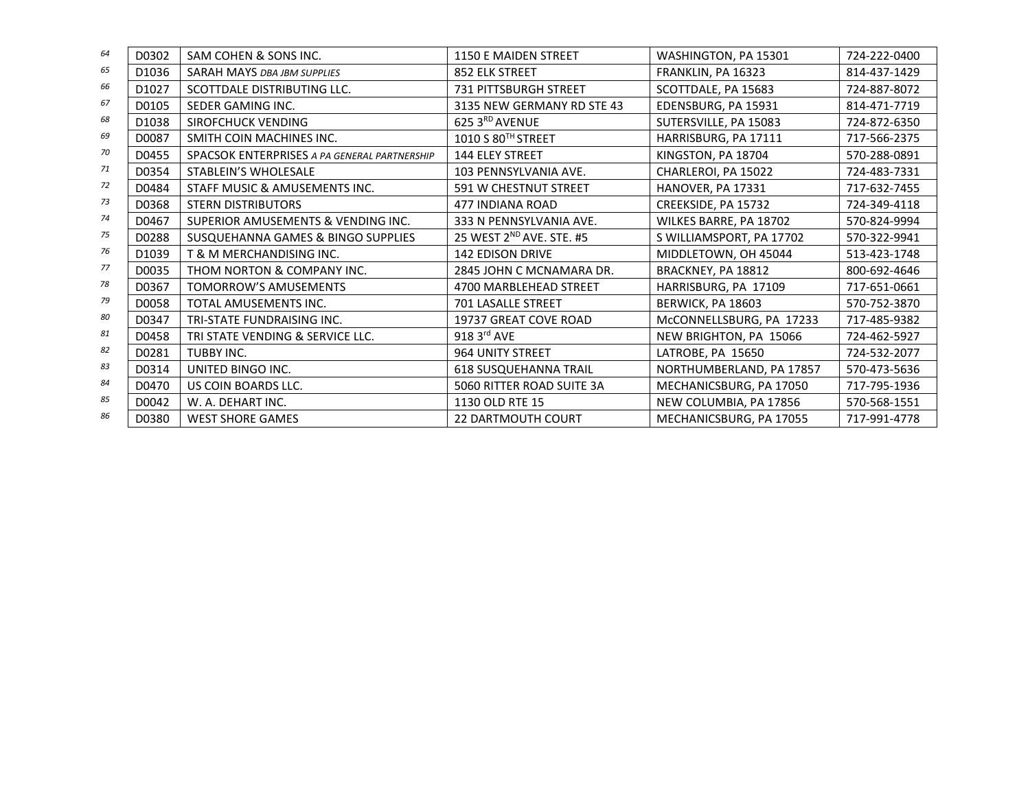| | | | | | |
|---|---|---|---|---|---|
| 64 | D0302 | SAM COHEN & SONS INC. | 1150 E MAIDEN STREET | WASHINGTON, PA 15301 | 724-222-0400 |
| 65 | D1036 | SARAH MAYS *DBA JBM SUPPLIES* | 852 ELK STREET | FRANKLIN, PA 16323 | 814-437-1429 |
| 66 | D1027 | SCOTTDALE DISTRIBUTING LLC. | 731 PITTSBURGH STREET | SCOTTDALE, PA 15683 | 724-887-8072 |
| 67 | D0105 | SEDER GAMING INC. | 3135 NEW GERMANY RD STE 43 | EDENSBURG, PA 15931 | 814-471-7719 |
| 68 | D1038 | SIROFCHUCK VENDING | 625 3RD AVENUE | SUTERSVILLE, PA 15083 | 724-872-6350 |
| 69 | D0087 | SMITH COIN MACHINES INC. | 1010 S 80TH STREET | HARRISBURG, PA 17111 | 717-566-2375 |
| 70 | D0455 | SPACSOK ENTERPRISES *A PA GENERAL PARTNERSHIP* | 144 ELEY STREET | KINGSTON, PA 18704 | 570-288-0891 |
| 71 | D0354 | STABLEIN'S WHOLESALE | 103 PENNSYLVANIA AVE. | CHARLEROI, PA 15022 | 724-483-7331 |
| 72 | D0484 | STAFF MUSIC & AMUSEMENTS INC. | 591 W CHESTNUT STREET | HANOVER, PA 17331 | 717-632-7455 |
| 73 | D0368 | STERN DISTRIBUTORS | 477 INDIANA ROAD | CREEKSIDE, PA 15732 | 724-349-4118 |
| 74 | D0467 | SUPERIOR AMUSEMENTS & VENDING INC. | 333 N PENNSYLVANIA AVE. | WILKES BARRE, PA 18702 | 570-824-9994 |
| 75 | D0288 | SUSQUEHANNA GAMES & BINGO SUPPLIES | 25 WEST 2ND AVE. STE. #5 | S WILLIAMSPORT, PA 17702 | 570-322-9941 |
| 76 | D1039 | T & M MERCHANDISING INC. | 142 EDISON DRIVE | MIDDLETOWN, OH 45044 | 513-423-1748 |
| 77 | D0035 | THOM NORTON & COMPANY INC. | 2845 JOHN C MCNAMARA DR. | BRACKNEY, PA 18812 | 800-692-4646 |
| 78 | D0367 | TOMORROW'S AMUSEMENTS | 4700 MARBLEHEAD STREET | HARRISBURG, PA 17109 | 717-651-0661 |
| 79 | D0058 | TOTAL AMUSEMENTS INC. | 701 LASALLE STREET | BERWICK, PA 18603 | 570-752-3870 |
| 80 | D0347 | TRI-STATE FUNDRAISING INC. | 19737 GREAT COVE ROAD | McCONNELLSBURG, PA 17233 | 717-485-9382 |
| 81 | D0458 | TRI STATE VENDING & SERVICE LLC. | 918 3rd AVE | NEW BRIGHTON, PA 15066 | 724-462-5927 |
| 82 | D0281 | TUBBY INC. | 964 UNITY STREET | LATROBE, PA 15650 | 724-532-2077 |
| 83 | D0314 | UNITED BINGO INC. | 618 SUSQUEHANNA TRAIL | NORTHUMBERLAND, PA 17857 | 570-473-5636 |
| 84 | D0470 | US COIN BOARDS LLC. | 5060 RITTER ROAD SUITE 3A | MECHANICSBURG, PA 17050 | 717-795-1936 |
| 85 | D0042 | W. A. DEHART INC. | 1130 OLD RTE 15 | NEW COLUMBIA, PA 17856 | 570-568-1551 |
| 86 | D0380 | WEST SHORE GAMES | 22 DARTMOUTH COURT | MECHANICSBURG, PA 17055 | 717-991-4778 |